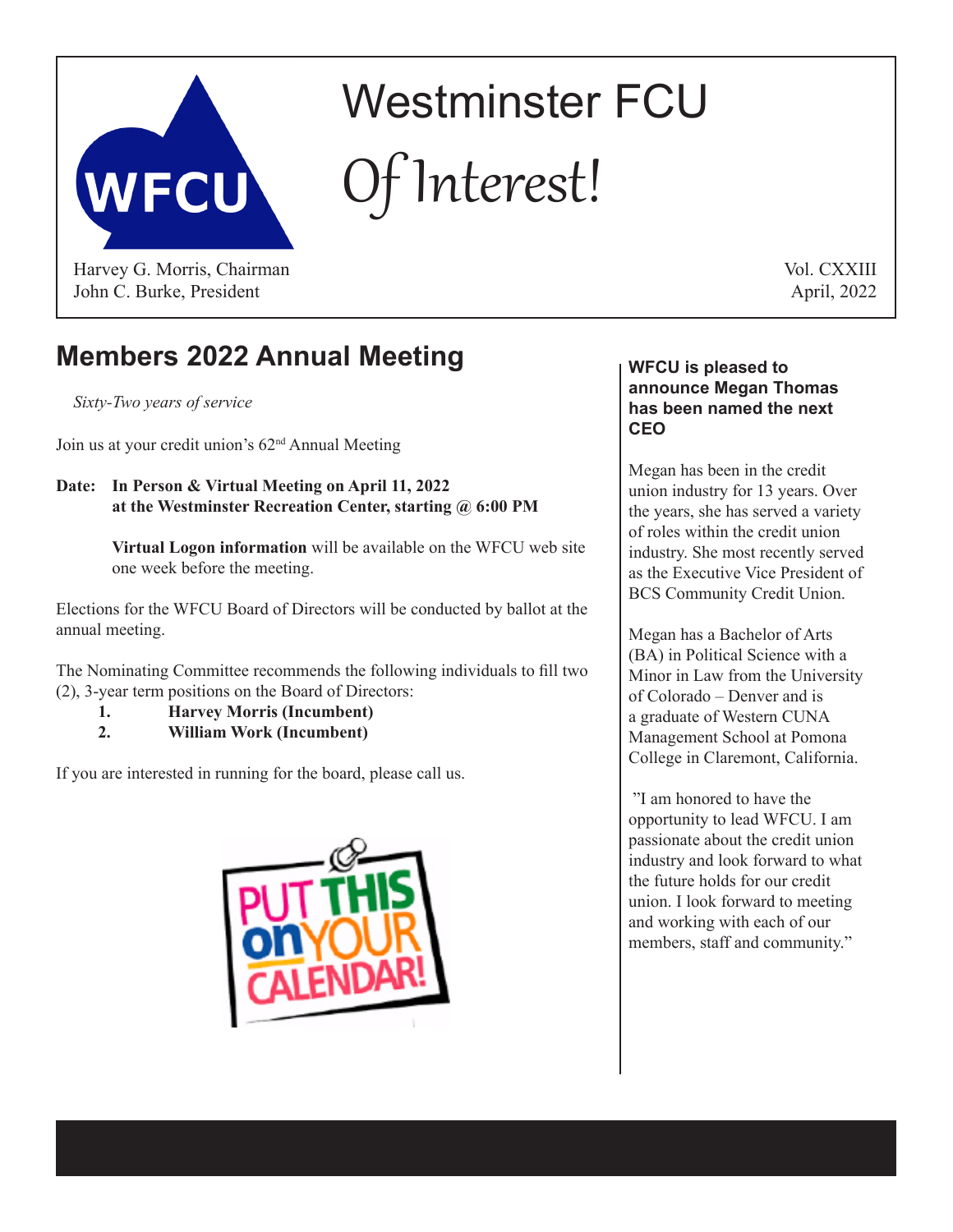# Westminster FCU

# *Of Interest!*

Harvey G. Morris, Chairman
John C. Burke, President

Vol. CXXIII
April, 2022

## Members 2022 Annual Meeting

*Sixty-Two years of service*

Join us at your credit union's 62nd Annual Meeting

**Date: In Person & Virtual Meeting on April 11, 2022 at the Westminster Recreation Center, starting @ 6:00 PM**

**Virtual Logon information** will be available on the WFCU web site one week before the meeting.

Elections for the WFCU Board of Directors will be conducted by ballot at the annual meeting.

The Nominating Committee recommends the following individuals to fill two (2), 3-year term positions on the Board of Directors:

1. **Harvey Morris (Incumbent)**
2. **William Work (Incumbent)**

If you are interested in running for the board, please call us.

PUT THIS on YOUR CALENDAR!

### WFCU is pleased to announce Megan Thomas has been named the next CEO

Megan has been in the credit union industry for 13 years. Over the years, she has served a variety of roles within the credit union industry. She most recently served as the Executive Vice President of BCS Community Credit Union.

Megan has a Bachelor of Arts (BA) in Political Science with a Minor in Law from the University of Colorado – Denver and is a graduate of Western CUNA Management School at Pomona College in Claremont, California.

"I am honored to have the opportunity to lead WFCU. I am passionate about the credit union industry and look forward to what the future holds for our credit union. I look forward to meeting and working with each of our members, staff and community."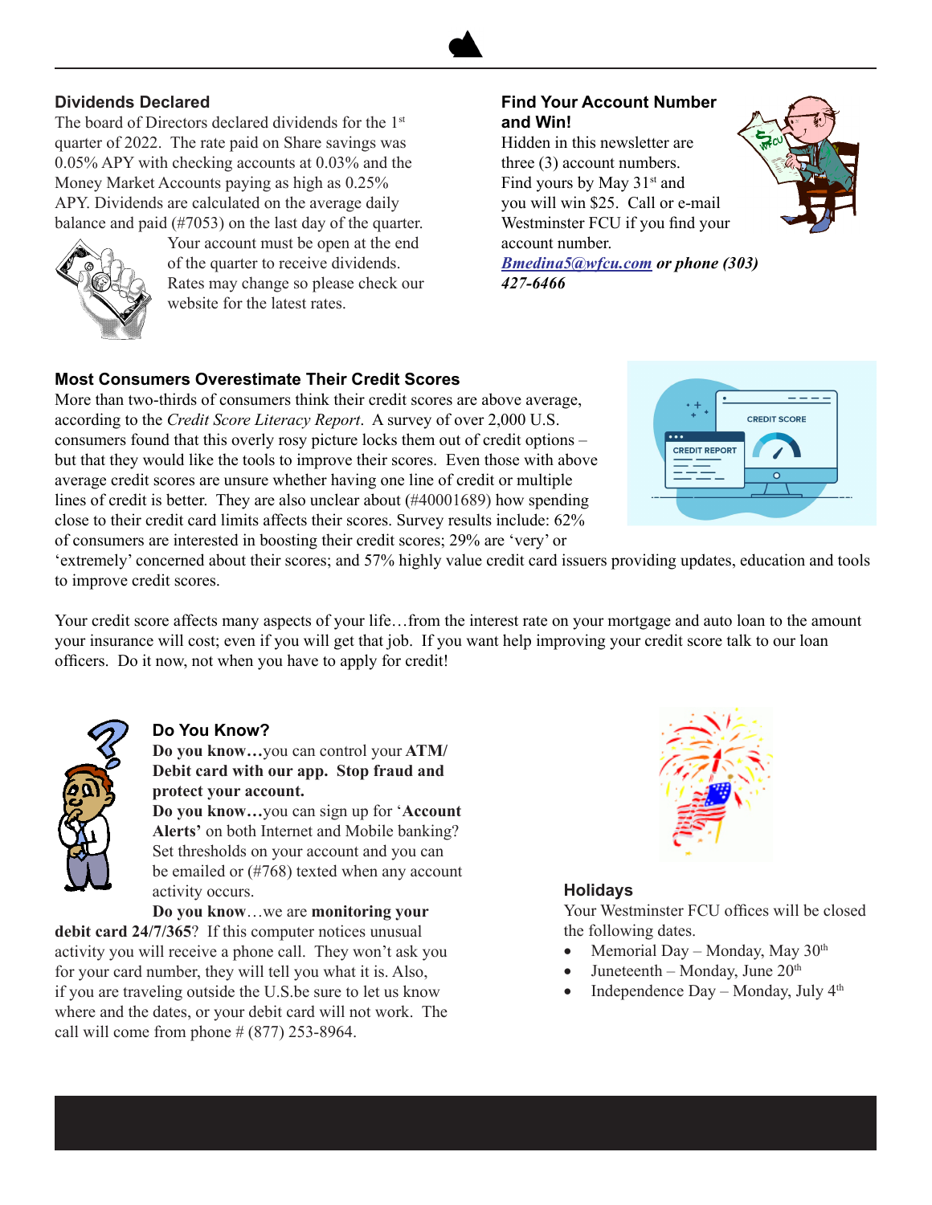## Dividends Declared

The board of Directors declared dividends for the 1st quarter of 2022. The rate paid on Share savings was 0.05% APY with checking accounts at 0.03% and the Money Market Accounts paying as high as 0.25% APY. Dividends are calculated on the average daily balance and paid (#7053) on the last day of the quarter. Your account must be open at the end of the quarter to receive dividends. Rates may change so please check our website for the latest rates.

## Find Your Account Number and Win!

Hidden in this newsletter are three (3) account numbers. Find yours by May 31st and you will win $25. Call or e-mail Westminster FCU if you find your account number.
***Bmedina5@wfcu.com or phone (303) 427-6466***

## Most Consumers Overestimate Their Credit Scores

More than two-thirds of consumers think their credit scores are above average, according to the *Credit Score Literacy Report*. A survey of over 2,000 U.S. consumers found that this overly rosy picture locks them out of credit options – but that they would like the tools to improve their scores. Even those with above average credit scores are unsure whether having one line of credit or multiple lines of credit is better. They are also unclear about (#40001689) how spending close to their credit card limits affects their scores. Survey results include: 62% of consumers are interested in boosting their credit scores; 29% are 'very' or 'extremely' concerned about their scores; and 57% highly value credit card issuers providing updates, education and tools to improve credit scores.

Your credit score affects many aspects of your life…from the interest rate on your mortgage and auto loan to the amount your insurance will cost; even if you will get that job. If you want help improving your credit score talk to our loan officers. Do it now, not when you have to apply for credit!

## Do You Know?

**Do you know…**you can control your **ATM/ Debit card with our app. Stop fraud and protect your account.**

**Do you know…**you can sign up for '**Account Alerts'** on both Internet and Mobile banking? Set thresholds on your account and you can be emailed or (#768) texted when any account activity occurs.

**Do you know**…we are **monitoring your debit card 24/7/365**? If this computer notices unusual activity you will receive a phone call. They won't ask you for your card number, they will tell you what it is. Also, if you are traveling outside the U.S.be sure to let us know where and the dates, or your debit card will not work. The call will come from phone # (877) 253-8964.

## Holidays

Your Westminster FCU offices will be closed the following dates.

- Memorial Day – Monday, May 30th
- Juneteenth – Monday, June 20th
- Independence Day – Monday, July 4th